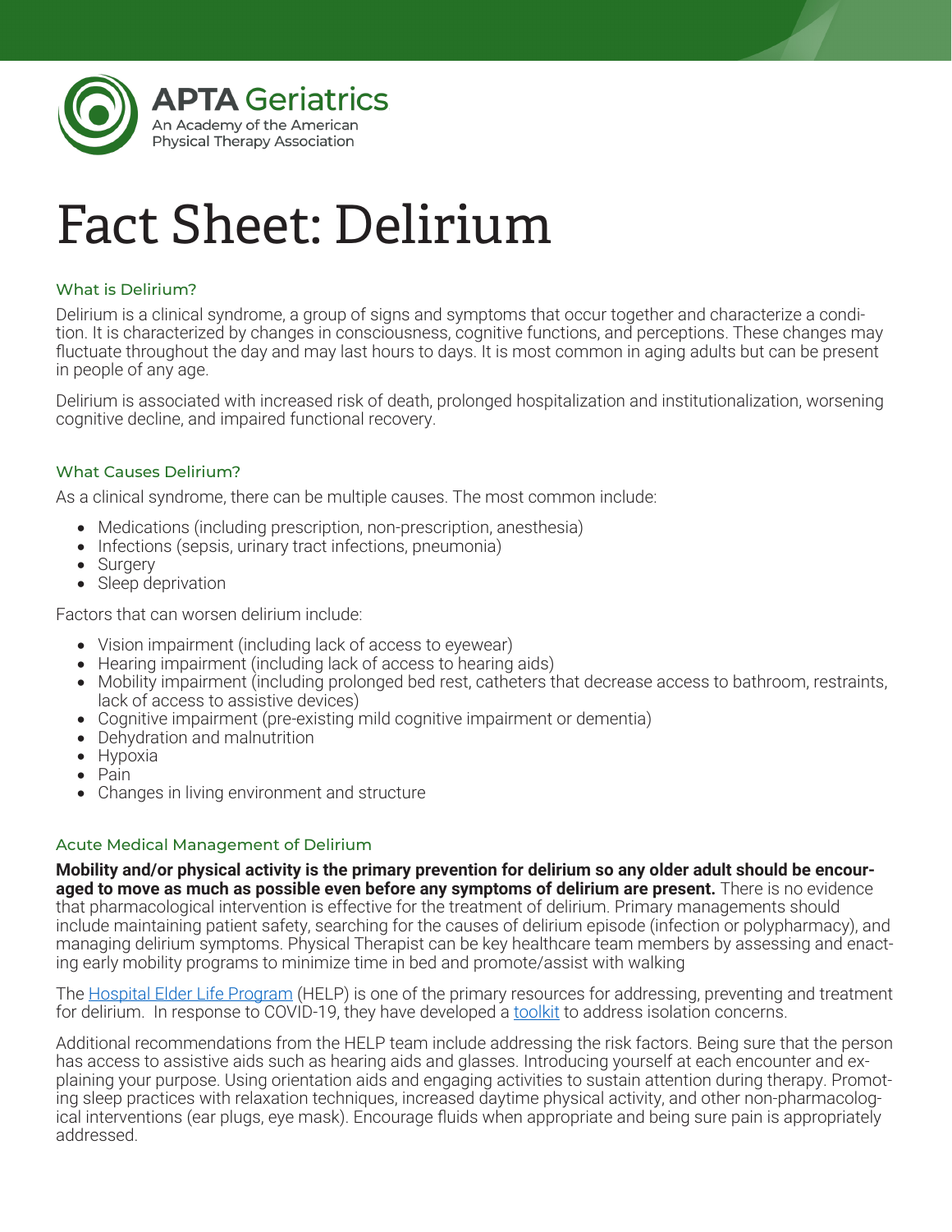APTA Geriatrics
An Academy of the American Physical Therapy Association

# Fact Sheet: Delirium

### What is Delirium?

Delirium is a clinical syndrome, a group of signs and symptoms that occur together and characterize a condition. It is characterized by changes in consciousness, cognitive functions, and perceptions. These changes may fluctuate throughout the day and may last hours to days. It is most common in aging adults but can be present in people of any age.

Delirium is associated with increased risk of death, prolonged hospitalization and institutionalization, worsening cognitive decline, and impaired functional recovery.

### What Causes Delirium?

As a clinical syndrome, there can be multiple causes. The most common include:

- Medications (including prescription, non-prescription, anesthesia)
- Infections (sepsis, urinary tract infections, pneumonia)
- Surgery
- Sleep deprivation

Factors that can worsen delirium include:

- Vision impairment (including lack of access to eyewear)
- Hearing impairment (including lack of access to hearing aids)
- Mobility impairment (including prolonged bed rest, catheters that decrease access to bathroom, restraints, lack of access to assistive devices)
- Cognitive impairment (pre-existing mild cognitive impairment or dementia)
- Dehydration and malnutrition
- Hypoxia
- Pain
- Changes in living environment and structure

### Acute Medical Management of Delirium

**Mobility and/or physical activity is the primary prevention for delirium so any older adult should be encouraged to move as much as possible even before any symptoms of delirium are present.** There is no evidence that pharmacological intervention is effective for the treatment of delirium. Primary managements should include maintaining patient safety, searching for the causes of delirium episode (infection or polypharmacy), and managing delirium symptoms. Physical Therapist can be key healthcare team members by assessing and enacting early mobility programs to minimize time in bed and promote/assist with walking

The Hospital Elder Life Program (HELP) is one of the primary resources for addressing, preventing and treatment for delirium. In response to COVID-19, they have developed a toolkit to address isolation concerns.

Additional recommendations from the HELP team include addressing the risk factors. Being sure that the person has access to assistive aids such as hearing aids and glasses. Introducing yourself at each encounter and explaining your purpose. Using orientation aids and engaging activities to sustain attention during therapy. Promoting sleep practices with relaxation techniques, increased daytime physical activity, and other non-pharmacological interventions (ear plugs, eye mask). Encourage fluids when appropriate and being sure pain is appropriately addressed.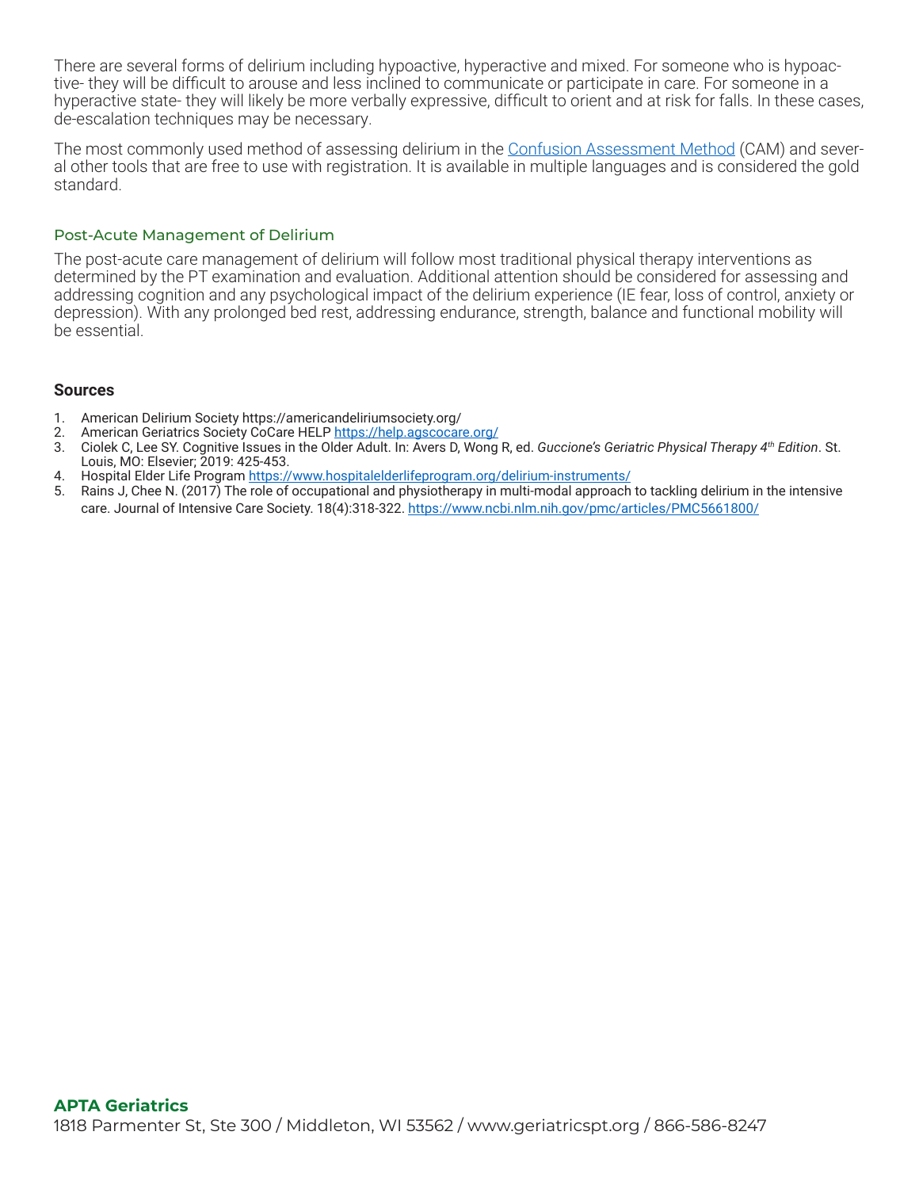There are several forms of delirium including hypoactive, hyperactive and mixed. For someone who is hypoactive- they will be difficult to arouse and less inclined to communicate or participate in care. For someone in a hyperactive state- they will likely be more verbally expressive, difficult to orient and at risk for falls. In these cases, de-escalation techniques may be necessary.

The most commonly used method of assessing delirium in the [Confusion Assessment Method](https://www.hospitalelderlifeprogram.org/delirium-instruments/) (CAM) and several other tools that are free to use with registration. It is available in multiple languages and is considered the gold standard.

## Post-Acute Management of Delirium

The post-acute care management of delirium will follow most traditional physical therapy interventions as determined by the PT examination and evaluation. Additional attention should be considered for assessing and addressing cognition and any psychological impact of the delirium experience (IE fear, loss of control, anxiety or depression). With any prolonged bed rest, addressing endurance, strength, balance and functional mobility will be essential.

### Sources

1. American Delirium Society https://americandeliriumsociety.org/
2. American Geriatrics Society CoCare HELP https://help.agscocare.org/
3. Ciolek C, Lee SY. Cognitive Issues in the Older Adult. In: Avers D, Wong R, ed. *Guccione's Geriatric Physical Therapy 4th Edition*. St. Louis, MO: Elsevier; 2019: 425-453.
4. Hospital Elder Life Program https://www.hospitalelderlifeprogram.org/delirium-instruments/
5. Rains J, Chee N. (2017) The role of occupational and physiotherapy in multi-modal approach to tackling delirium in the intensive care. Journal of Intensive Care Society. 18(4):318-322. https://www.ncbi.nlm.nih.gov/pmc/articles/PMC5661800/

**APTA Geriatrics**
1818 Parmenter St, Ste 300 / Middleton, WI 53562 / www.geriatricspt.org / 866-586-8247